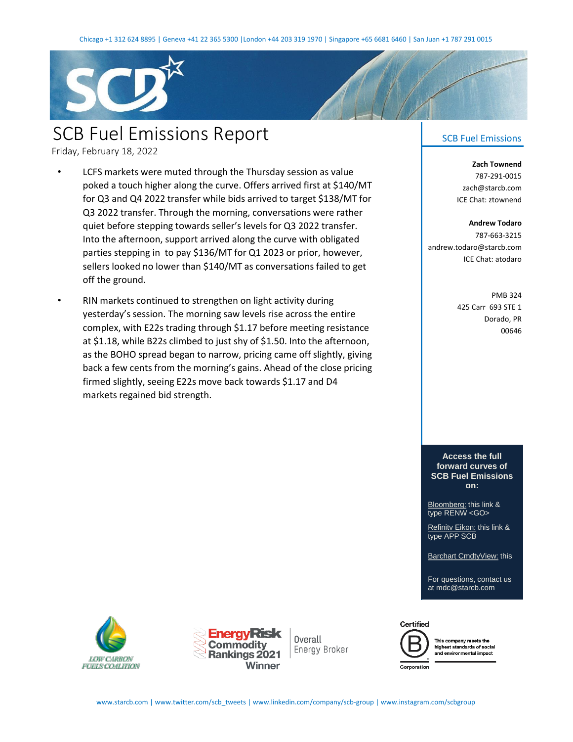Chicago +1 312 624 8895 | Geneva +41 22 365 5300 | London +44 203 319 1970 | Singapore +65 6681 6460 | San Juan +1 787 291 0015

# SCB Fuel Emissions Report

Friday, February 18, 2022

- LCFS markets were muted through the Thursday session as value poked a touch higher along the curve. Offers arrived first at $140/MT for Q3 and Q4 2022 transfer while bids arrived to target $138/MT for Q3 2022 transfer. Through the morning, conversations were rather quiet before stepping towards seller's levels for Q3 2022 transfer. Into the afternoon, support arrived along the curve with obligated parties stepping in to pay $136/MT for Q1 2023 or prior, however, sellers looked no lower than $140/MT as conversations failed to get off the ground.

- RIN markets continued to strengthen on light activity during yesterday's session. The morning saw levels rise across the entire complex, with E22s trading through $1.17 before meeting resistance at $1.18, while B22s climbed to just shy of $1.50. Into the afternoon, as the BOHO spread began to narrow, pricing came off slightly, giving back a few cents from the morning's gains. Ahead of the close pricing firmed slightly, seeing E22s move back towards $1.17 and D4 markets regained bid strength.

## SCB Fuel Emissions

**Zach Townend**
787-291-0015
zach@starcb.com
ICE Chat: ztownend

**Andrew Todaro**
787-663-3215
andrew.todaro@starcb.com
ICE Chat: atodaro

PMB 324
425 Carr 693 STE 1
Dorado, PR
00646

**Access the full forward curves of SCB Fuel Emissions on:**

Bloomberg: this link & type RENW <GO>

Refinitv Eikon: this link & type APP SCB

Barchart CmdtyView: this

For questions, contact us at mdc@starcb.com

LOW CARBON FUELS COALITION

EnergyRisk Commodity Rankings 2021 Winner — Overall Energy Broker

Certified B Corporation — This company meets the highest standards of social and environmental impact

www.starcb.com | www.twitter.com/scb_tweets | www.linkedin.com/company/scb-group | www.instagram.com/scbgroup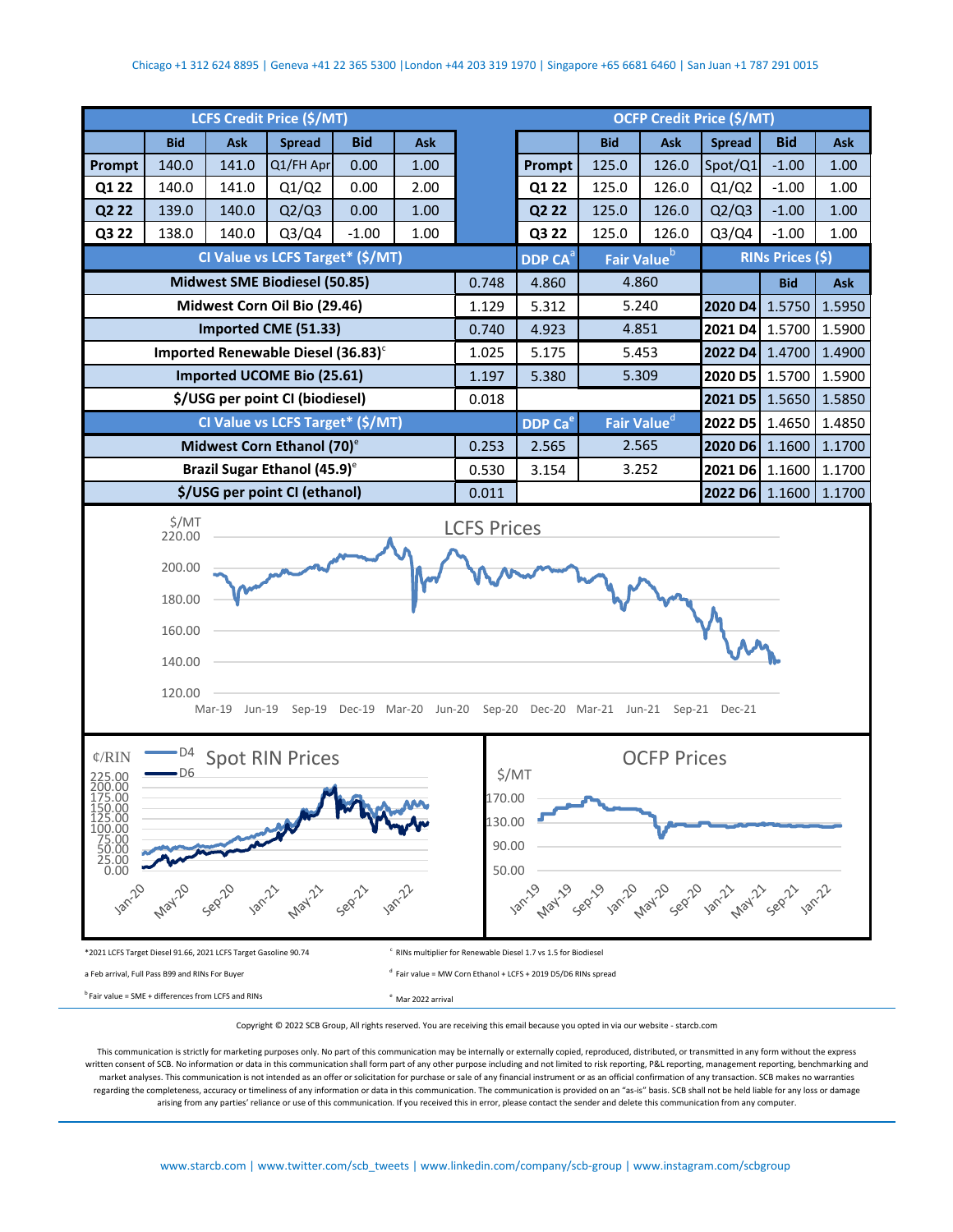Chicago +1 312 624 8895 | Geneva +41 22 365 5300 | London +44 203 319 1970 | Singapore +65 6681 6460 | San Juan +1 787 291 0015

| LCFS Credit Price ($/MT) | | | | | | | OCFP Credit Price ($/MT) | | | | | |
|---|---|---|---|---|---|---|---|---|---|---|---|---|
| | Bid | Ask | Spread | Bid | Ask | | | Bid | Ask | Spread | Bid | Ask |
| Prompt | 140.0 | 141.0 | Q1/FH Apr | 0.00 | 1.00 | | Prompt | 125.0 | 126.0 | Spot/Q1 | -1.00 | 1.00 |
| Q1 22 | 140.0 | 141.0 | Q1/Q2 | 0.00 | 2.00 | | Q1 22 | 125.0 | 126.0 | Q1/Q2 | -1.00 | 1.00 |
| Q2 22 | 139.0 | 140.0 | Q2/Q3 | 0.00 | 1.00 | | Q2 22 | 125.0 | 126.0 | Q2/Q3 | -1.00 | 1.00 |
| Q3 22 | 138.0 | 140.0 | Q3/Q4 | -1.00 | 1.00 | | Q3 22 | 125.0 | 126.0 | Q3/Q4 | -1.00 | 1.00 |

| CI Value vs LCFS Target* ($/MT) | | DDP CA[a] | Fair Value[b] |
|---|---|---|---|
| Midwest SME Biodiesel (50.85) | 0.748 | 4.860 | 4.860 |
| Midwest Corn Oil Bio (29.46) | 1.129 | 5.312 | 5.240 |
| Imported CME (51.33) | 0.740 | 4.923 | 4.851 |
| Imported Renewable Diesel (36.83)[c] | 1.025 | 5.175 | 5.453 |
| Imported UCOME Bio (25.61) | 1.197 | 5.380 | 5.309 |
| $/USG per point CI (biodiesel) | 0.018 | | |
| **CI Value vs LCFS Target* ($/MT)** | | **DDP Ca[e]** | **Fair Value[d]** |
| Midwest Corn Ethanol (70)[e] | 0.253 | 2.565 | 2.565 |
| Brazil Sugar Ethanol (45.9)[e] | 0.530 | 3.154 | 3.252 |
| $/USG per point CI (ethanol) | 0.011 | | |

| RINs Prices ($) | Bid | Ask |
|---|---|---|
| 2020 D4 | 1.5750 | 1.5950 |
| 2021 D4 | 1.5700 | 1.5900 |
| 2022 D4 | 1.4700 | 1.4900 |
| 2020 D5 | 1.5700 | 1.5900 |
| 2021 D5 | 1.5650 | 1.5850 |
| 2022 D5 | 1.4650 | 1.4850 |
| 2020 D6 | 1.1600 | 1.1700 |
| 2021 D6 | 1.1600 | 1.1700 |
| 2022 D6 | 1.1600 | 1.1700 |

LCFS Prices

$/MT
220.00
200.00
180.00
160.00
140.00
120.00
Mar-19 Jun-19 Sep-19 Dec-19 Mar-20 Jun-20 Sep-20 Dec-20 Mar-21 Jun-21 Sep-21 Dec-21

Spot RIN Prices

¢/RIN
D4
D6
225.00 200.00 175.00 150.00 125.00 100.00 75.00 50.00 25.00 0.00
Jan-20 May-20 Sep-20 Jan-21 May-21 Sep-21 Jan-22

OCFP Prices

$/MT
170.00
130.00
90.00
50.00
Jan-19 May-19 Sep-19 Jan-20 May-20 Sep-20 Jan-21 May-21 Sep-21 Jan-22

*2021 LCFS Target Diesel 91.66, 2021 LCFS Target Gasoline 90.74

a Feb arrival, Full Pass B99 and RINs For Buyer

b Fair value = SME + differences from LCFS and RINs

c RINs multiplier for Renewable Diesel 1.7 vs 1.5 for Biodiesel

d Fair value = MW Corn Ethanol + LCFS + 2019 D5/D6 RINs spread

e Mar 2022 arrival

Copyright © 2022 SCB Group, All rights reserved. You are receiving this email because you opted in via our website - starcb.com

This communication is strictly for marketing purposes only. No part of this communication may be internally or externally copied, reproduced, distributed, or transmitted in any form without the express written consent of SCB. No information or data in this communication shall form part of any other purpose including and not limited to risk reporting, P&L reporting, management reporting, benchmarking and market analyses. This communication is not intended as an offer or solicitation for purchase or sale of any financial instrument or as an official confirmation of any transaction. SCB makes no warranties regarding the completeness, accuracy or timeliness of any information or data in this communication. The communication is provided on an "as-is" basis. SCB shall not be held liable for any loss or damage arising from any parties' reliance or use of this communication. If you received this in error, please contact the sender and delete this communication from any computer.

www.starcb.com | www.twitter.com/scb_tweets | www.linkedin.com/company/scb-group | www.instagram.com/scbgroup